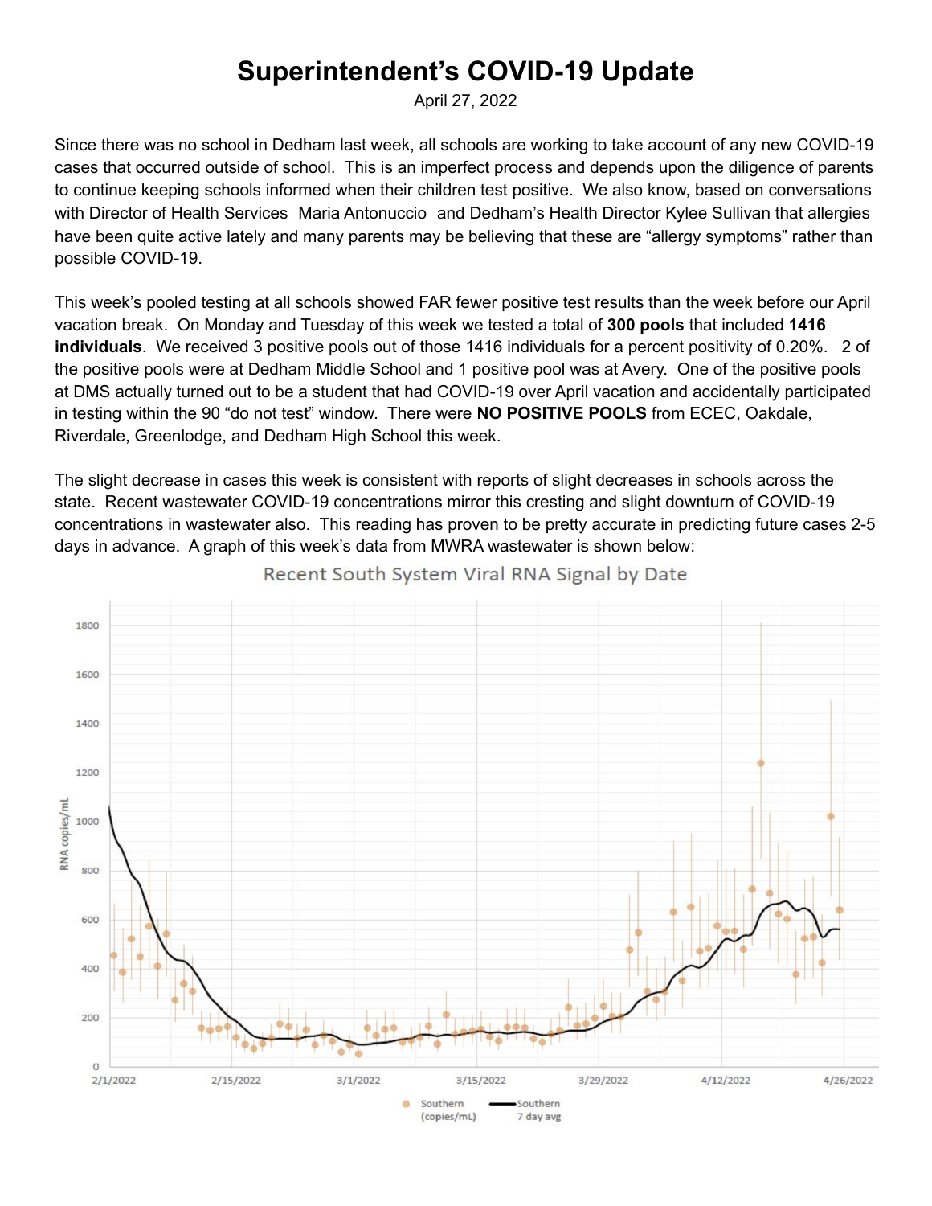# Superintendent's COVID-19 Update

April 27, 2022

Since there was no school in Dedham last week, all schools are working to take account of any new COVID-19 cases that occurred outside of school. This is an imperfect process and depends upon the diligence of parents to continue keeping schools informed when their children test positive. We also know, based on conversations with Director of Health Services Maria Antonuccio and Dedham's Health Director Kylee Sullivan that allergies have been quite active lately and many parents may be believing that these are "allergy symptoms" rather than possible COVID-19.

This week's pooled testing at all schools showed FAR fewer positive test results than the week before our April vacation break. On Monday and Tuesday of this week we tested a total of **300 pools** that included **1416 individuals**. We received 3 positive pools out of those 1416 individuals for a percent positivity of 0.20%. 2 of the positive pools were at Dedham Middle School and 1 positive pool was at Avery. One of the positive pools at DMS actually turned out to be a student that had COVID-19 over April vacation and accidentally participated in testing within the 90 "do not test" window. There were **NO POSITIVE POOLS** from ECEC, Oakdale, Riverdale, Greenlodge, and Dedham High School this week.

The slight decrease in cases this week is consistent with reports of slight decreases in schools across the state. Recent wastewater COVID-19 concentrations mirror this cresting and slight downturn of COVID-19 concentrations in wastewater also. This reading has proven to be pretty accurate in predicting future cases 2-5 days in advance. A graph of this week's data from MWRA wastewater is shown below:

Recent South System Viral RNA Signal by Date

RNA copies/mL (0–1800); dates 2/1/2022 – 4/26/2022

Southern (copies/mL) — Southern 7 day avg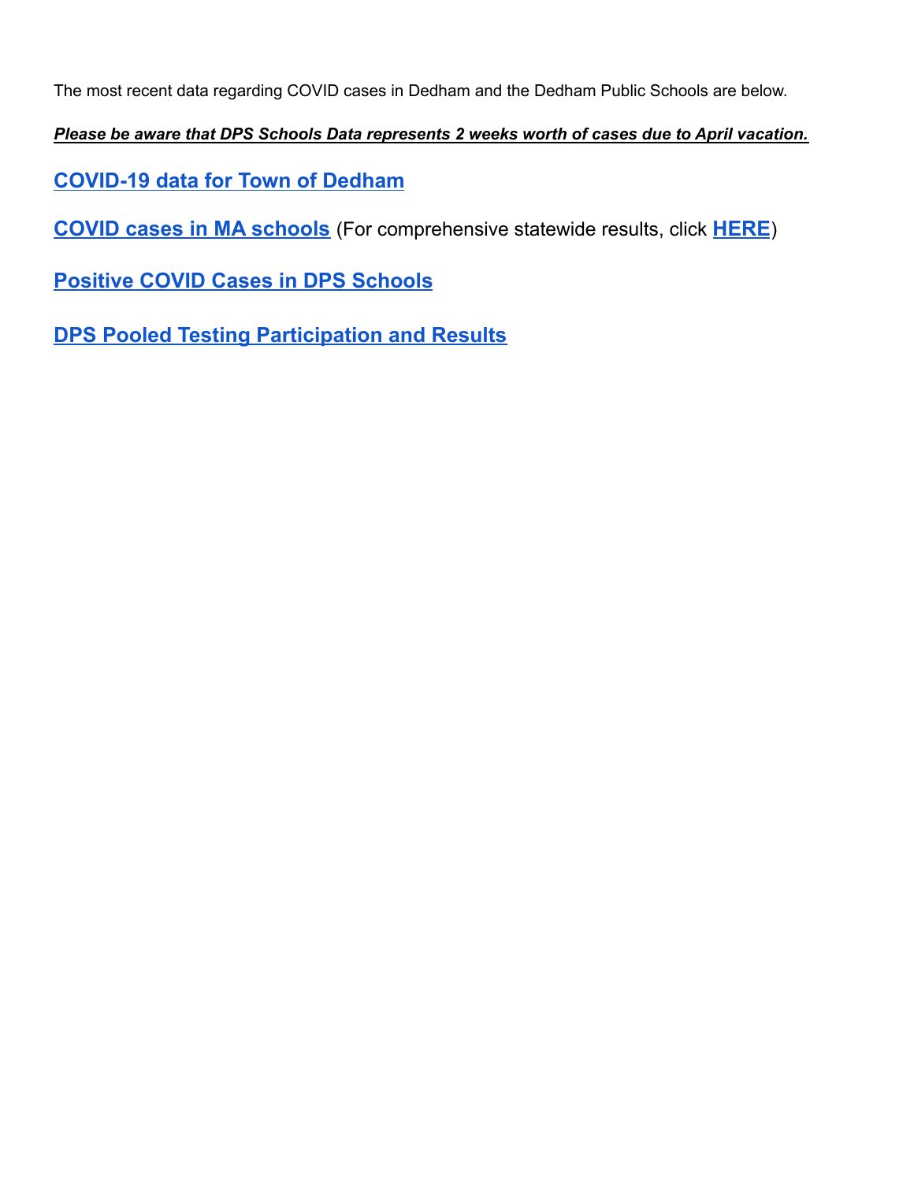The most recent data regarding COVID cases in Dedham and the Dedham Public Schools are below.

***Please be aware that DPS Schools Data represents 2 weeks worth of cases due to April vacation.***

**COVID-19 data for Town of Dedham**

**COVID cases in MA schools** (For comprehensive statewide results, click **HERE**)

**Positive COVID Cases in DPS Schools**

**DPS Pooled Testing Participation and Results**